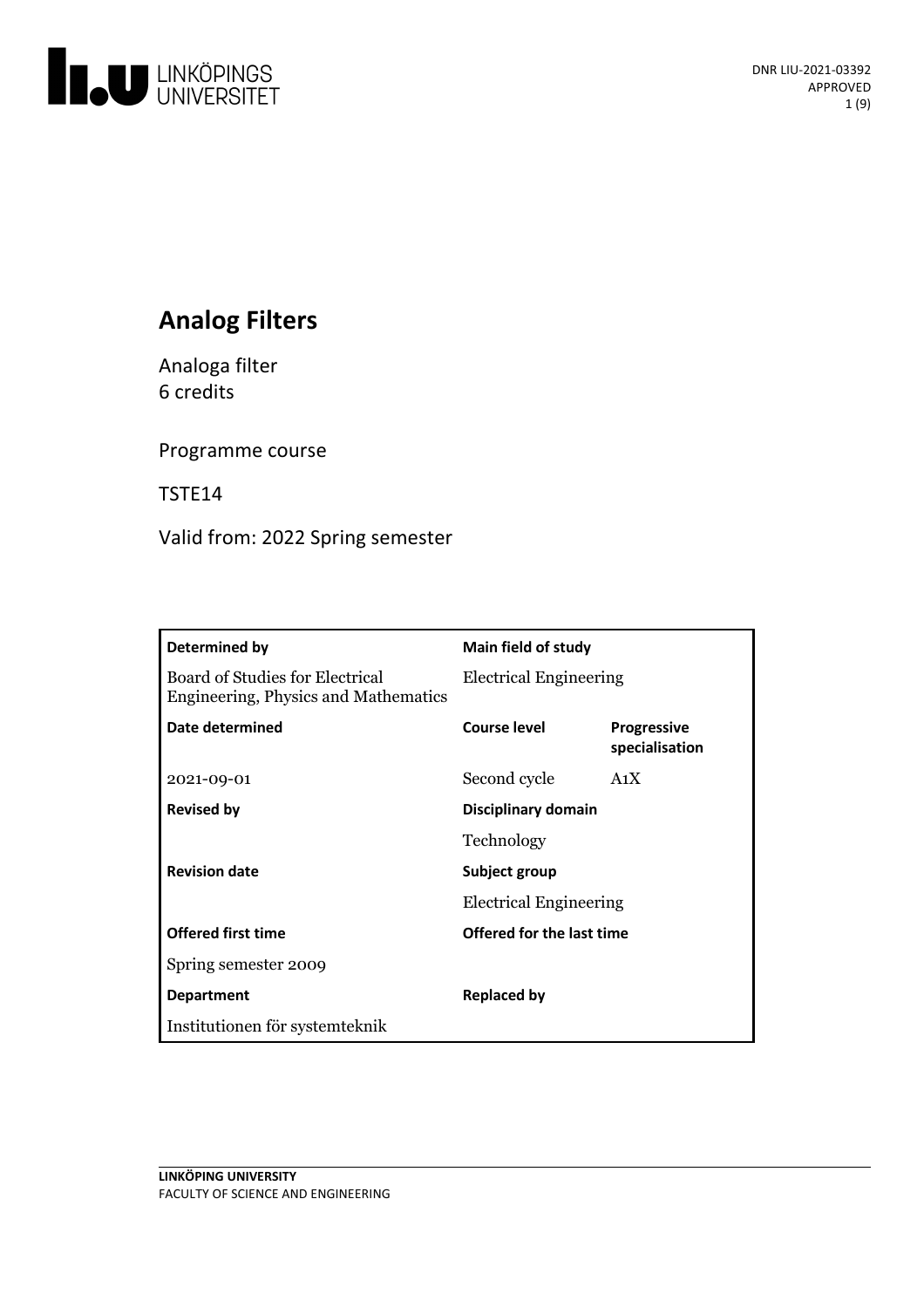DNR LIU-2021-03392
APPROVED

# Analog Filters

Analoga filter
6 credits

Programme course

TSTE14

Valid from: 2022 Spring semester

| **Determined by** | **Main field of study** | |
|---|---|---|
| Board of Studies for Electrical Engineering, Physics and Mathematics | Electrical Engineering | |
| **Date determined** | **Course level** | **Progressive specialisation** |
| 2021-09-01 | Second cycle | A1X |
| **Revised by** | **Disciplinary domain** | |
| | Technology | |
| **Revision date** | **Subject group** | |
| | Electrical Engineering | |
| **Offered first time** | **Offered for the last time** | |
| Spring semester 2009 | | |
| **Department** | **Replaced by** | |
| Institutionen för systemteknik | | |

LINKÖPING UNIVERSITY
FACULTY OF SCIENCE AND ENGINEERING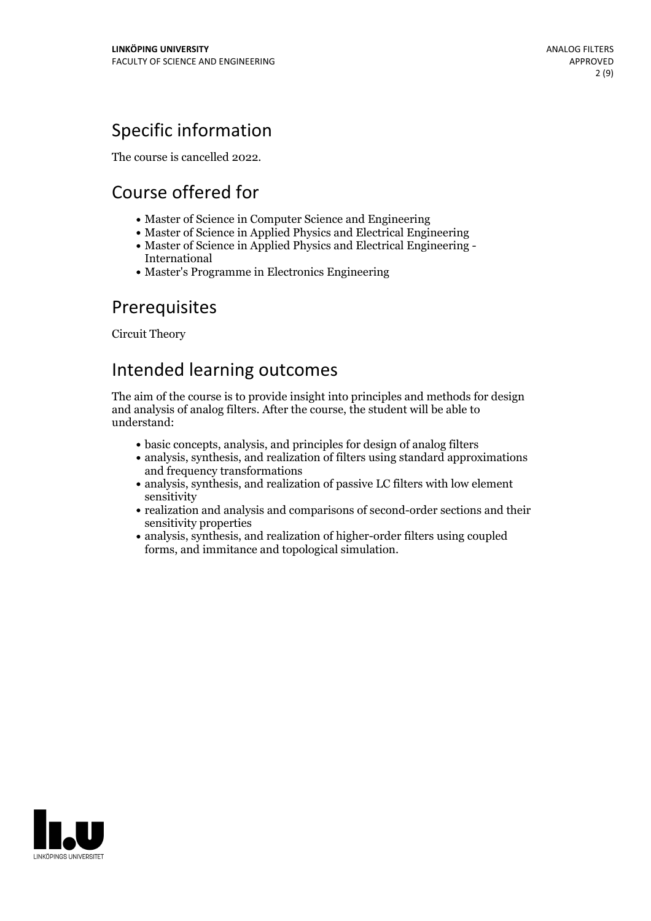## Specific information

The course is cancelled 2022.

## Course offered for

- Master of Science in Computer Science and Engineering
- Master of Science in Applied Physics and Electrical Engineering
- Master of Science in Applied Physics and Electrical Engineering - International
- Master's Programme in Electronics Engineering

## Prerequisites

Circuit Theory

## Intended learning outcomes

The aim of the course is to provide insight into principles and methods for design and analysis of analog filters. After the course, the student will be able to understand:

- basic concepts, analysis, and principles for design of analog filters
- analysis, synthesis, and realization of filters using standard approximations and frequency transformations
- analysis, synthesis, and realization of passive LC filters with low element sensitivity
- realization and analysis and comparisons of second-order sections and their sensitivity properties
- analysis, synthesis, and realization of higher-order filters using coupled forms, and immitance and topological simulation.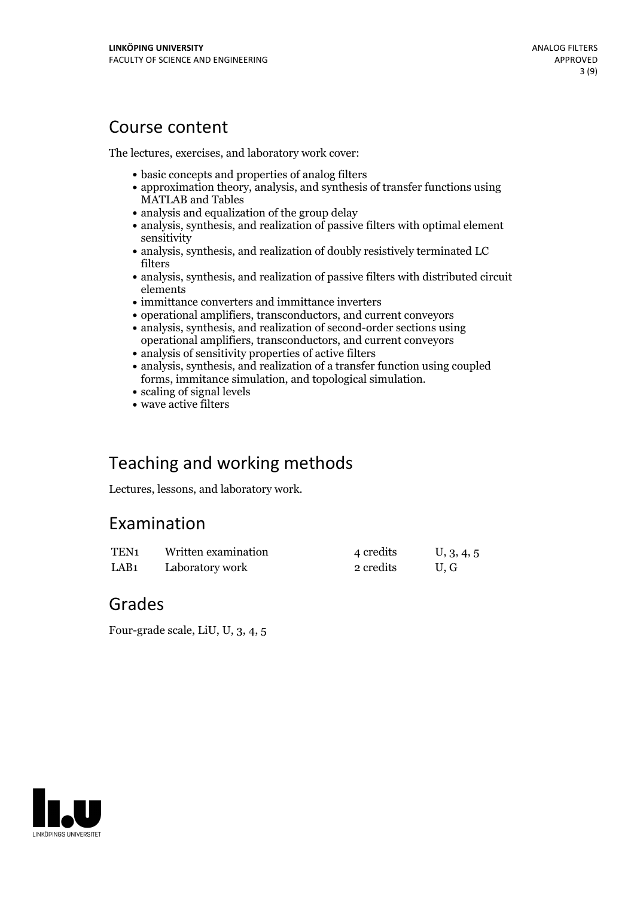## Course content

The lectures, exercises, and laboratory work cover:

- basic concepts and properties of analog filters
- approximation theory, analysis, and synthesis of transfer functions using MATLAB and Tables
- analysis and equalization of the group delay
- analysis, synthesis, and realization of passive filters with optimal element sensitivity
- analysis, synthesis, and realization of doubly resistively terminated LC filters
- analysis, synthesis, and realization of passive filters with distributed circuit elements
- immittance converters and immittance inverters
- operational amplifiers, transconductors, and current conveyors
- analysis, synthesis, and realization of second-order sections using operational amplifiers, transconductors, and current conveyors
- analysis of sensitivity properties of active filters
- analysis, synthesis, and realization of a transfer function using coupled forms, immitance simulation, and topological simulation.
- scaling of signal levels
- wave active filters

## Teaching and working methods

Lectures, lessons, and laboratory work.

## Examination

| | | | |
|---|---|---|---|
| TEN1 | Written examination | 4 credits | U, 3, 4, 5 |
| LAB1 | Laboratory work | 2 credits | U, G |

## Grades

Four-grade scale, LiU, U, 3, 4, 5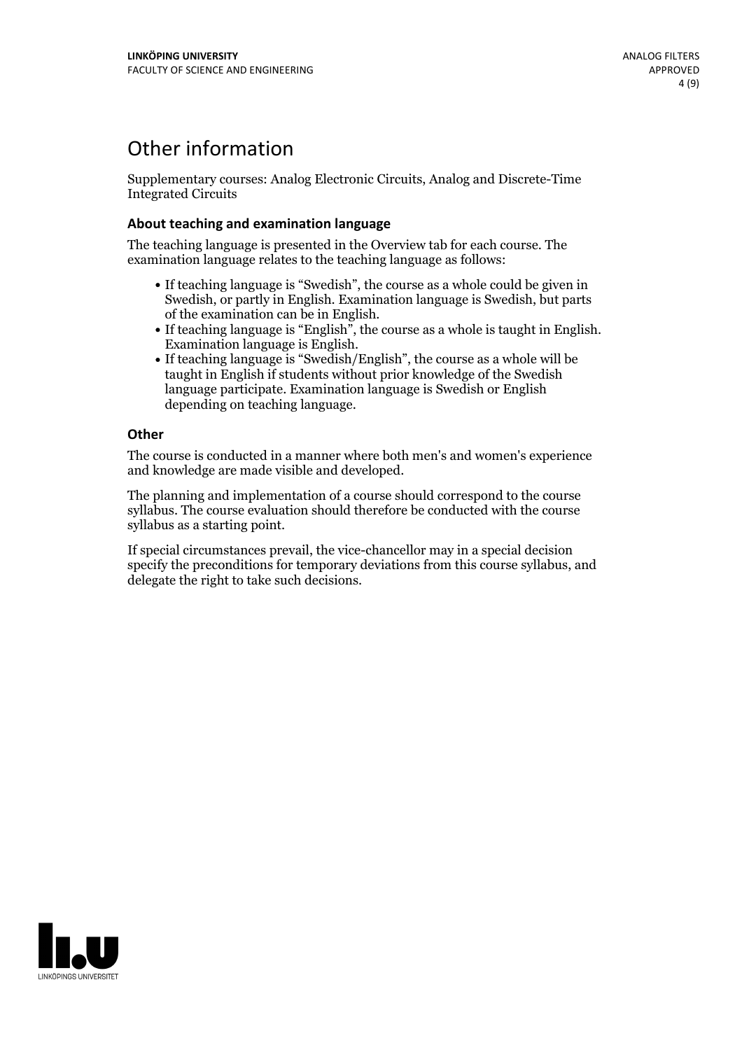# Other information

Supplementary courses: Analog Electronic Circuits, Analog and Discrete-Time Integrated Circuits

### About teaching and examination language

The teaching language is presented in the Overview tab for each course. The examination language relates to the teaching language as follows:

- If teaching language is "Swedish", the course as a whole could be given in Swedish, or partly in English. Examination language is Swedish, but parts of the examination can be in English.
- If teaching language is "English", the course as a whole is taught in English. Examination language is English.
- If teaching language is "Swedish/English", the course as a whole will be taught in English if students without prior knowledge of the Swedish language participate. Examination language is Swedish or English depending on teaching language.

### Other

The course is conducted in a manner where both men's and women's experience and knowledge are made visible and developed.

The planning and implementation of a course should correspond to the course syllabus. The course evaluation should therefore be conducted with the course syllabus as a starting point.

If special circumstances prevail, the vice-chancellor may in a special decision specify the preconditions for temporary deviations from this course syllabus, and delegate the right to take such decisions.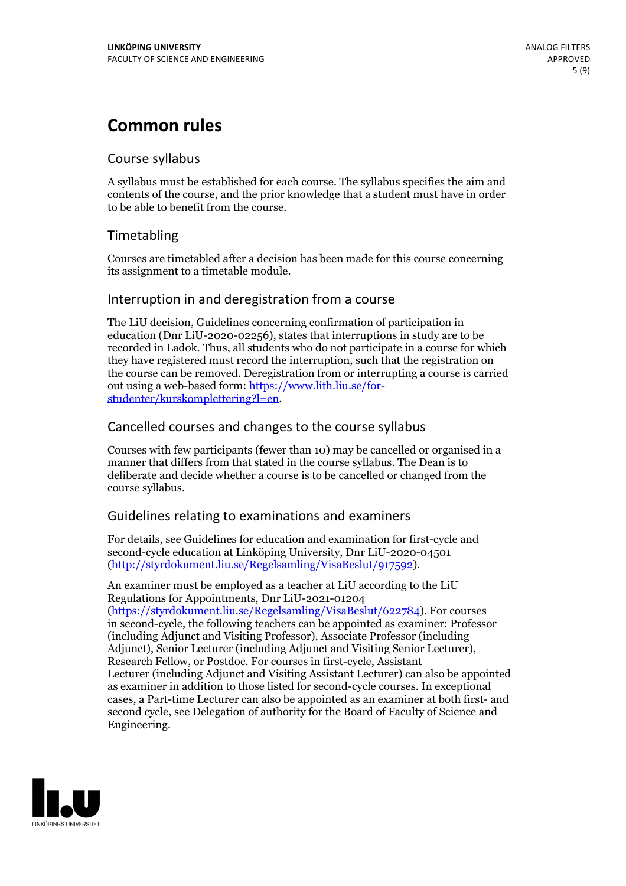# Common rules

## Course syllabus

A syllabus must be established for each course. The syllabus specifies the aim and contents of the course, and the prior knowledge that a student must have in order to be able to benefit from the course.

## Timetabling

Courses are timetabled after a decision has been made for this course concerning its assignment to a timetable module.

## Interruption in and deregistration from a course

The LiU decision, Guidelines concerning confirmation of participation in education (Dnr LiU-2020-02256), states that interruptions in study are to be recorded in Ladok. Thus, all students who do not participate in a course for which they have registered must record the interruption, such that the registration on the course can be removed. Deregistration from or interrupting a course is carried out using a web-based form: [https://www.lith.liu.se/for-studenter/kurskomplettering?l=en](https://www.lith.liu.se/for-studenter/kurskomplettering?l=en).

## Cancelled courses and changes to the course syllabus

Courses with few participants (fewer than 10) may be cancelled or organised in a manner that differs from that stated in the course syllabus. The Dean is to deliberate and decide whether a course is to be cancelled or changed from the course syllabus.

## Guidelines relating to examinations and examiners

For details, see Guidelines for education and examination for first-cycle and second-cycle education at Linköping University, Dnr LiU-2020-04501 ([http://styrdokument.liu.se/Regelsamling/VisaBeslut/917592](http://styrdokument.liu.se/Regelsamling/VisaBeslut/917592)).

An examiner must be employed as a teacher at LiU according to the LiU Regulations for Appointments, Dnr LiU-2021-01204 ([https://styrdokument.liu.se/Regelsamling/VisaBeslut/622784](https://styrdokument.liu.se/Regelsamling/VisaBeslut/622784)). For courses in second-cycle, the following teachers can be appointed as examiner: Professor (including Adjunct and Visiting Professor), Associate Professor (including Adjunct), Senior Lecturer (including Adjunct and Visiting Senior Lecturer), Research Fellow, or Postdoc. For courses in first-cycle, Assistant Lecturer (including Adjunct and Visiting Assistant Lecturer) can also be appointed as examiner in addition to those listed for second-cycle courses. In exceptional cases, a Part-time Lecturer can also be appointed as an examiner at both first- and second cycle, see Delegation of authority for the Board of Faculty of Science and Engineering.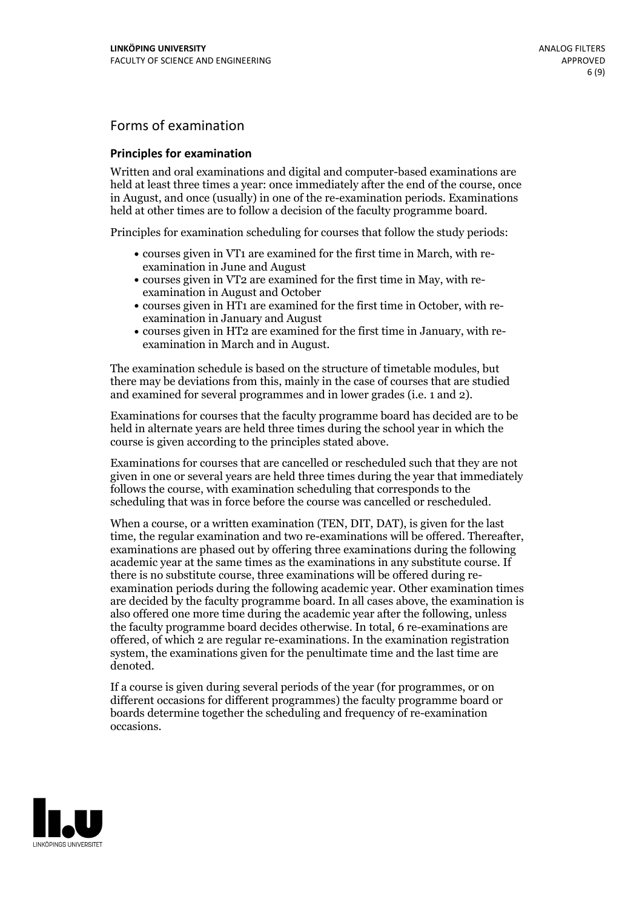## Forms of examination

### Principles for examination

Written and oral examinations and digital and computer-based examinations are held at least three times a year: once immediately after the end of the course, once in August, and once (usually) in one of the re-examination periods. Examinations held at other times are to follow a decision of the faculty programme board.

Principles for examination scheduling for courses that follow the study periods:

- courses given in VT1 are examined for the first time in March, with re-examination in June and August
- courses given in VT2 are examined for the first time in May, with re-examination in August and October
- courses given in HT1 are examined for the first time in October, with re-examination in January and August
- courses given in HT2 are examined for the first time in January, with re-examination in March and in August.

The examination schedule is based on the structure of timetable modules, but there may be deviations from this, mainly in the case of courses that are studied and examined for several programmes and in lower grades (i.e. 1 and 2).

Examinations for courses that the faculty programme board has decided are to be held in alternate years are held three times during the school year in which the course is given according to the principles stated above.

Examinations for courses that are cancelled or rescheduled such that they are not given in one or several years are held three times during the year that immediately follows the course, with examination scheduling that corresponds to the scheduling that was in force before the course was cancelled or rescheduled.

When a course, or a written examination (TEN, DIT, DAT), is given for the last time, the regular examination and two re-examinations will be offered. Thereafter, examinations are phased out by offering three examinations during the following academic year at the same times as the examinations in any substitute course. If there is no substitute course, three examinations will be offered during re-examination periods during the following academic year. Other examination times are decided by the faculty programme board. In all cases above, the examination is also offered one more time during the academic year after the following, unless the faculty programme board decides otherwise. In total, 6 re-examinations are offered, of which 2 are regular re-examinations. In the examination registration system, the examinations given for the penultimate time and the last time are denoted.

If a course is given during several periods of the year (for programmes, or on different occasions for different programmes) the faculty programme board or boards determine together the scheduling and frequency of re-examination occasions.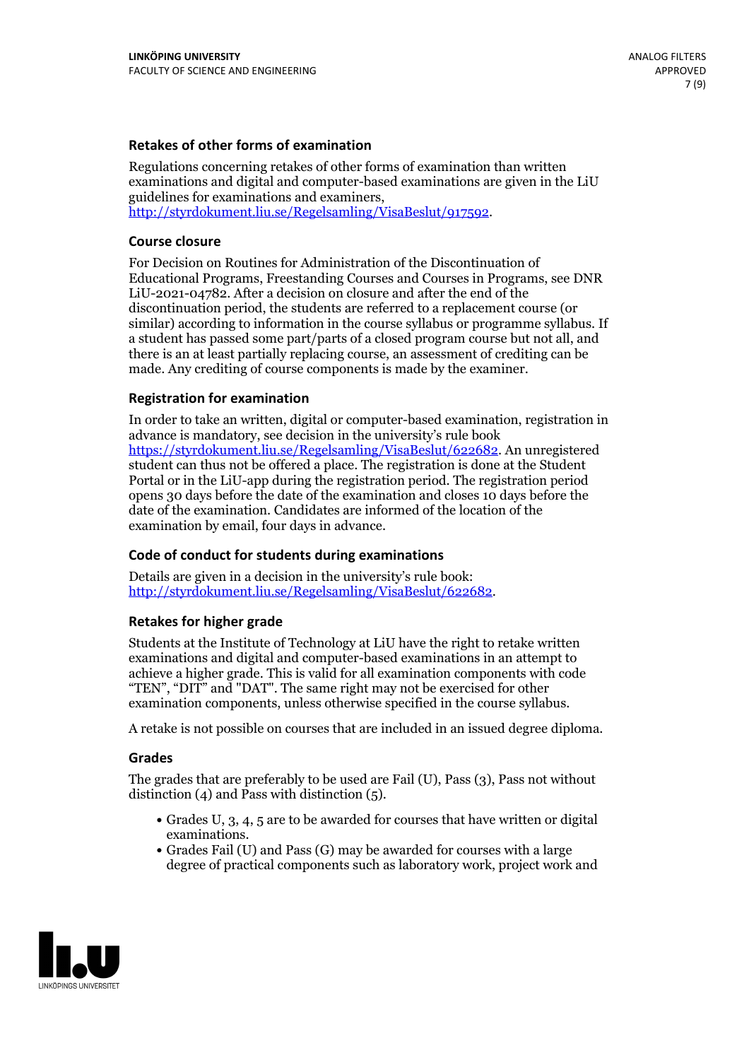### Retakes of other forms of examination

Regulations concerning retakes of other forms of examination than written examinations and digital and computer-based examinations are given in the LiU guidelines for examinations and examiners, http://styrdokument.liu.se/Regelsamling/VisaBeslut/917592.

### Course closure

For Decision on Routines for Administration of the Discontinuation of Educational Programs, Freestanding Courses and Courses in Programs, see DNR LiU-2021-04782. After a decision on closure and after the end of the discontinuation period, the students are referred to a replacement course (or similar) according to information in the course syllabus or programme syllabus. If a student has passed some part/parts of a closed program course but not all, and there is an at least partially replacing course, an assessment of crediting can be made. Any crediting of course components is made by the examiner.

### Registration for examination

In order to take an written, digital or computer-based examination, registration in advance is mandatory, see decision in the university's rule book https://styrdokument.liu.se/Regelsamling/VisaBeslut/622682. An unregistered student can thus not be offered a place. The registration is done at the Student Portal or in the LiU-app during the registration period. The registration period opens 30 days before the date of the examination and closes 10 days before the date of the examination. Candidates are informed of the location of the examination by email, four days in advance.

### Code of conduct for students during examinations

Details are given in a decision in the university's rule book: http://styrdokument.liu.se/Regelsamling/VisaBeslut/622682.

### Retakes for higher grade

Students at the Institute of Technology at LiU have the right to retake written examinations and digital and computer-based examinations in an attempt to achieve a higher grade. This is valid for all examination components with code "TEN", "DIT" and "DAT". The same right may not be exercised for other examination components, unless otherwise specified in the course syllabus.

A retake is not possible on courses that are included in an issued degree diploma.

### Grades

The grades that are preferably to be used are Fail (U), Pass (3), Pass not without distinction (4) and Pass with distinction (5).

- Grades U, 3, 4, 5 are to be awarded for courses that have written or digital examinations.
- Grades Fail (U) and Pass (G) may be awarded for courses with a large degree of practical components such as laboratory work, project work and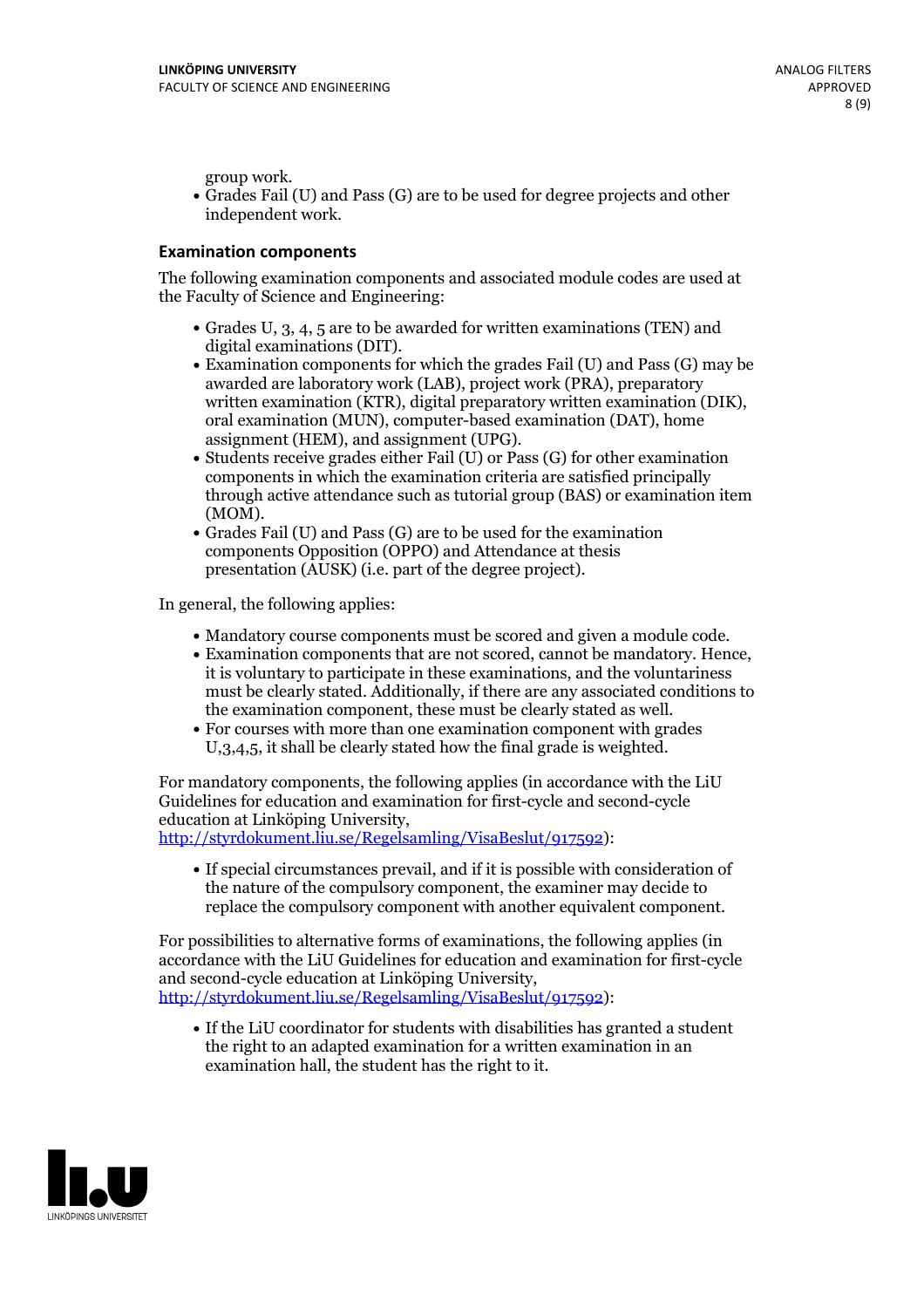group work.

- Grades Fail (U) and Pass (G) are to be used for degree projects and other independent work.

### Examination components

The following examination components and associated module codes are used at the Faculty of Science and Engineering:

- Grades U, 3, 4, 5 are to be awarded for written examinations (TEN) and digital examinations (DIT).
- Examination components for which the grades Fail (U) and Pass (G) may be awarded are laboratory work (LAB), project work (PRA), preparatory written examination (KTR), digital preparatory written examination (DIK), oral examination (MUN), computer-based examination (DAT), home assignment (HEM), and assignment (UPG).
- Students receive grades either Fail (U) or Pass (G) for other examination components in which the examination criteria are satisfied principally through active attendance such as tutorial group (BAS) or examination item (MOM).
- Grades Fail (U) and Pass (G) are to be used for the examination components Opposition (OPPO) and Attendance at thesis presentation (AUSK) (i.e. part of the degree project).

In general, the following applies:

- Mandatory course components must be scored and given a module code.
- Examination components that are not scored, cannot be mandatory. Hence, it is voluntary to participate in these examinations, and the voluntariness must be clearly stated. Additionally, if there are any associated conditions to the examination component, these must be clearly stated as well.
- For courses with more than one examination component with grades U,3,4,5, it shall be clearly stated how the final grade is weighted.

For mandatory components, the following applies (in accordance with the LiU Guidelines for education and examination for first-cycle and second-cycle education at Linköping University, http://styrdokument.liu.se/Regelsamling/VisaBeslut/917592):

- If special circumstances prevail, and if it is possible with consideration of the nature of the compulsory component, the examiner may decide to replace the compulsory component with another equivalent component.

For possibilities to alternative forms of examinations, the following applies (in accordance with the LiU Guidelines for education and examination for first-cycle and second-cycle education at Linköping University, http://styrdokument.liu.se/Regelsamling/VisaBeslut/917592):

- If the LiU coordinator for students with disabilities has granted a student the right to an adapted examination for a written examination in an examination hall, the student has the right to it.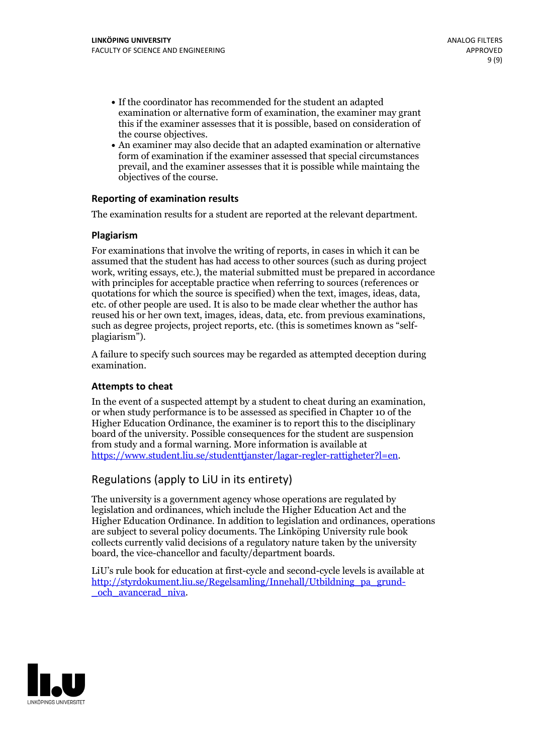- If the coordinator has recommended for the student an adapted examination or alternative form of examination, the examiner may grant this if the examiner assesses that it is possible, based on consideration of the course objectives.
- An examiner may also decide that an adapted examination or alternative form of examination if the examiner assessed that special circumstances prevail, and the examiner assesses that it is possible while maintaing the objectives of the course.

### Reporting of examination results

The examination results for a student are reported at the relevant department.

### Plagiarism

For examinations that involve the writing of reports, in cases in which it can be assumed that the student has had access to other sources (such as during project work, writing essays, etc.), the material submitted must be prepared in accordance with principles for acceptable practice when referring to sources (references or quotations for which the source is specified) when the text, images, ideas, data, etc. of other people are used. It is also to be made clear whether the author has reused his or her own text, images, ideas, data, etc. from previous examinations, such as degree projects, project reports, etc. (this is sometimes known as "self-plagiarism").

A failure to specify such sources may be regarded as attempted deception during examination.

### Attempts to cheat

In the event of a suspected attempt by a student to cheat during an examination, or when study performance is to be assessed as specified in Chapter 10 of the Higher Education Ordinance, the examiner is to report this to the disciplinary board of the university. Possible consequences for the student are suspension from study and a formal warning. More information is available at https://www.student.liu.se/studenttjanster/lagar-regler-rattigheter?l=en.

## Regulations (apply to LiU in its entirety)

The university is a government agency whose operations are regulated by legislation and ordinances, which include the Higher Education Act and the Higher Education Ordinance. In addition to legislation and ordinances, operations are subject to several policy documents. The Linköping University rule book collects currently valid decisions of a regulatory nature taken by the university board, the vice-chancellor and faculty/department boards.

LiU's rule book for education at first-cycle and second-cycle levels is available at http://styrdokument.liu.se/Regelsamling/Innehall/Utbildning_pa_grund-_och_avancerad_niva.